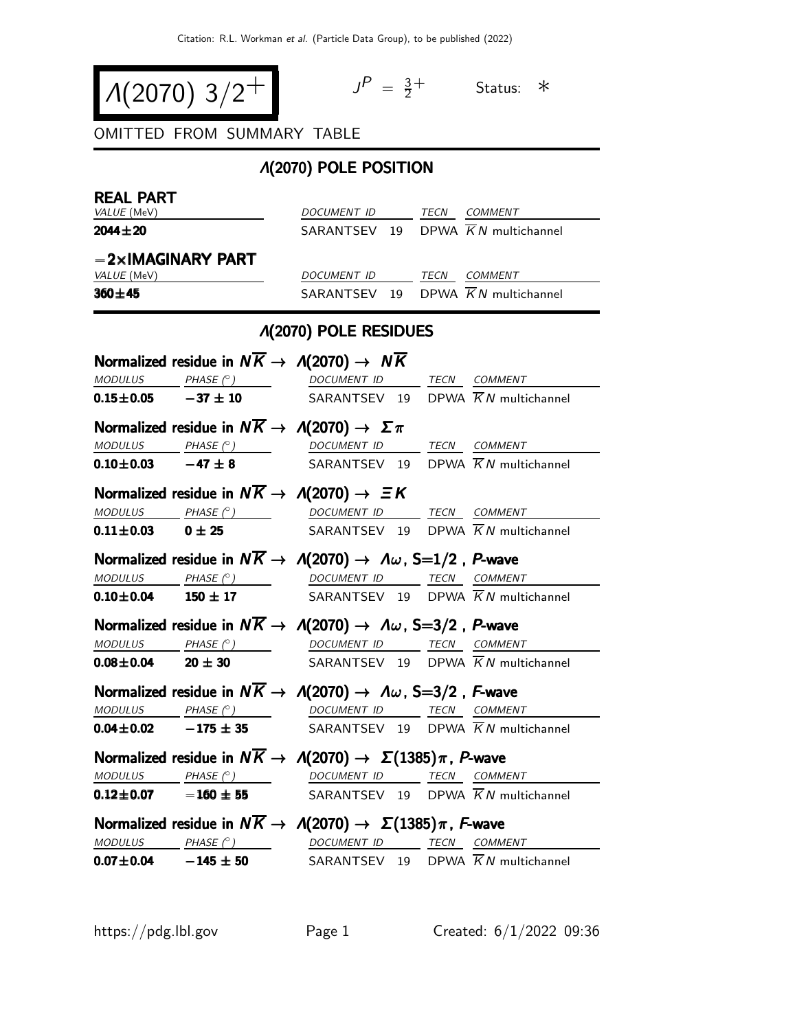# $\Lambda(2070)\ 3/2^+$

$J^P = \frac{3}{2}^+$ Status: ∗

OMITTED FROM SUMMARY TABLE

## $\Lambda$(2070) POLE POSITION

### REAL PART

| VALUE (MeV) | DOCUMENT ID | | TECN | COMMENT |
|---|---|---|---|---|
| **2044±20** | SARANTSEV | 19 | DPWA | $\overline{K}N$ multichannel |

### −2×IMAGINARY PART

| VALUE (MeV) | DOCUMENT ID | | TECN | COMMENT |
|---|---|---|---|---|
| **360±45** | SARANTSEV | 19 | DPWA | $\overline{K}N$ multichannel |

## $\Lambda$(2070) POLE RESIDUES

### Normalized residue in $N\overline{K} \to \Lambda(2070) \to N\overline{K}$

| MODULUS | PHASE (°) | DOCUMENT ID | | TECN | COMMENT |
|---|---|---|---|---|---|
| **0.15±0.05** | **−37 ± 10** | SARANTSEV | 19 | DPWA | $\overline{K}N$ multichannel |

### Normalized residue in $N\overline{K} \to \Lambda(2070) \to \Sigma\pi$

| MODULUS | PHASE (°) | DOCUMENT ID | | TECN | COMMENT |
|---|---|---|---|---|---|
| **0.10±0.03** | **−47 ± 8** | SARANTSEV | 19 | DPWA | $\overline{K}N$ multichannel |

### Normalized residue in $N\overline{K} \to \Lambda(2070) \to \Xi K$

| MODULUS | PHASE (°) | DOCUMENT ID | | TECN | COMMENT |
|---|---|---|---|---|---|
| **0.11±0.03** | **0 ± 25** | SARANTSEV | 19 | DPWA | $\overline{K}N$ multichannel |

### Normalized residue in $N\overline{K} \to \Lambda(2070) \to \Lambda\omega$, S=1/2 , *P*-wave

| MODULUS | PHASE (°) | DOCUMENT ID | | TECN | COMMENT |
|---|---|---|---|---|---|
| **0.10±0.04** | **150 ± 17** | SARANTSEV | 19 | DPWA | $\overline{K}N$ multichannel |

### Normalized residue in $N\overline{K} \to \Lambda(2070) \to \Lambda\omega$, S=3/2 , *P*-wave

| MODULUS | PHASE (°) | DOCUMENT ID | | TECN | COMMENT |
|---|---|---|---|---|---|
| **0.08±0.04** | **20 ± 30** | SARANTSEV | 19 | DPWA | $\overline{K}N$ multichannel |

### Normalized residue in $N\overline{K} \to \Lambda(2070) \to \Lambda\omega$, S=3/2 , *F*-wave

| MODULUS | PHASE (°) | DOCUMENT ID | | TECN | COMMENT |
|---|---|---|---|---|---|
| **0.04±0.02** | **−175 ± 35** | SARANTSEV | 19 | DPWA | $\overline{K}N$ multichannel |

### Normalized residue in $N\overline{K} \to \Lambda(2070) \to \Sigma(1385)\pi$, *P*-wave

| MODULUS | PHASE (°) | DOCUMENT ID | | TECN | COMMENT |
|---|---|---|---|---|---|
| **0.12±0.07** | **−160 ± 55** | SARANTSEV | 19 | DPWA | $\overline{K}N$ multichannel |

### Normalized residue in $N\overline{K} \to \Lambda(2070) \to \Sigma(1385)\pi$, *F*-wave

| MODULUS | PHASE (°) | DOCUMENT ID | | TECN | COMMENT |
|---|---|---|---|---|---|
| **0.07±0.04** | **−145 ± 50** | SARANTSEV | 19 | DPWA | $\overline{K}N$ multichannel |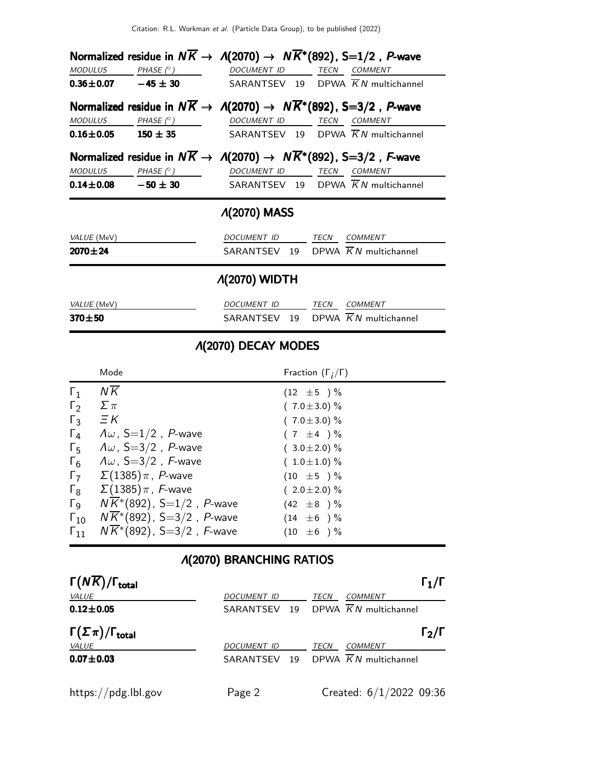#### Normalized residue in $N\overline{K} \rightarrow \Lambda(2070) \rightarrow N\overline{K}^*(892)$, S=1/2 , *P*-wave

| *MODULUS* | *PHASE* (°) | *DOCUMENT ID* | *TECN* | *COMMENT* |
|---|---|---|---|---|
| **0.36±0.07** | **−45 ± 30** | SARANTSEV 19 | DPWA | $\overline{K}N$ multichannel |

#### Normalized residue in $N\overline{K} \rightarrow \Lambda(2070) \rightarrow N\overline{K}^*(892)$, S=3/2 , *P*-wave

| *MODULUS* | *PHASE* (°) | *DOCUMENT ID* | *TECN* | *COMMENT* |
|---|---|---|---|---|
| **0.16±0.05** | **150 ± 35** | SARANTSEV 19 | DPWA | $\overline{K}N$ multichannel |

#### Normalized residue in $N\overline{K} \rightarrow \Lambda(2070) \rightarrow N\overline{K}^*(892)$, S=3/2 , *F*-wave

| *MODULUS* | *PHASE* (°) | *DOCUMENT ID* | *TECN* | *COMMENT* |
|---|---|---|---|---|
| **0.14±0.08** | **−50 ± 30** | SARANTSEV 19 | DPWA | $\overline{K}N$ multichannel |

## Λ(2070) MASS

| *VALUE* (MeV) | *DOCUMENT ID* | *TECN* | *COMMENT* |
|---|---|---|---|
| **2070±24** | SARANTSEV 19 | DPWA | $\overline{K}N$ multichannel |

## Λ(2070) WIDTH

| *VALUE* (MeV) | *DOCUMENT ID* | *TECN* | *COMMENT* |
|---|---|---|---|
| **370±50** | SARANTSEV 19 | DPWA | $\overline{K}N$ multichannel |

## Λ(2070) DECAY MODES

| | Mode | Fraction ($\Gamma_i/\Gamma$) |
|---|---|---|
| $\Gamma_1$ | $N\overline{K}$ | (12 ±5 ) % |
| $\Gamma_2$ | $\Sigma\pi$ | ( 7.0±3.0) % |
| $\Gamma_3$ | $\Xi K$ | ( 7.0±3.0) % |
| $\Gamma_4$ | $\Lambda\omega$, S=1/2 , *P*-wave | ( 7 ±4 ) % |
| $\Gamma_5$ | $\Lambda\omega$, S=3/2 , *P*-wave | ( 3.0±2.0) % |
| $\Gamma_6$ | $\Lambda\omega$, S=3/2 , *F*-wave | ( 1.0±1.0) % |
| $\Gamma_7$ | $\Sigma(1385)\pi$, *P*-wave | (10 ±5 ) % |
| $\Gamma_8$ | $\Sigma(1385)\pi$, *F*-wave | ( 2.0±2.0) % |
| $\Gamma_9$ | $N\overline{K}^*(892)$, S=1/2 , *P*-wave | (42 ±8 ) % |
| $\Gamma_{10}$ | $N\overline{K}^*(892)$, S=3/2 , *P*-wave | (14 ±6 ) % |
| $\Gamma_{11}$ | $N\overline{K}^*(892)$, S=3/2 , *F*-wave | (10 ±6 ) % |

## Λ(2070) BRANCHING RATIOS

#### $\Gamma(N\overline{K})/\Gamma_{\text{total}}$ — $\Gamma_1/\Gamma$

| *VALUE* | *DOCUMENT ID* | *TECN* | *COMMENT* |
|---|---|---|---|
| **0.12±0.05** | SARANTSEV 19 | DPWA | $\overline{K}N$ multichannel |

#### $\Gamma(\Sigma\pi)/\Gamma_{\text{total}}$ — $\Gamma_2/\Gamma$

| *VALUE* | *DOCUMENT ID* | *TECN* | *COMMENT* |
|---|---|---|---|
| **0.07±0.03** | SARANTSEV 19 | DPWA | $\overline{K}N$ multichannel |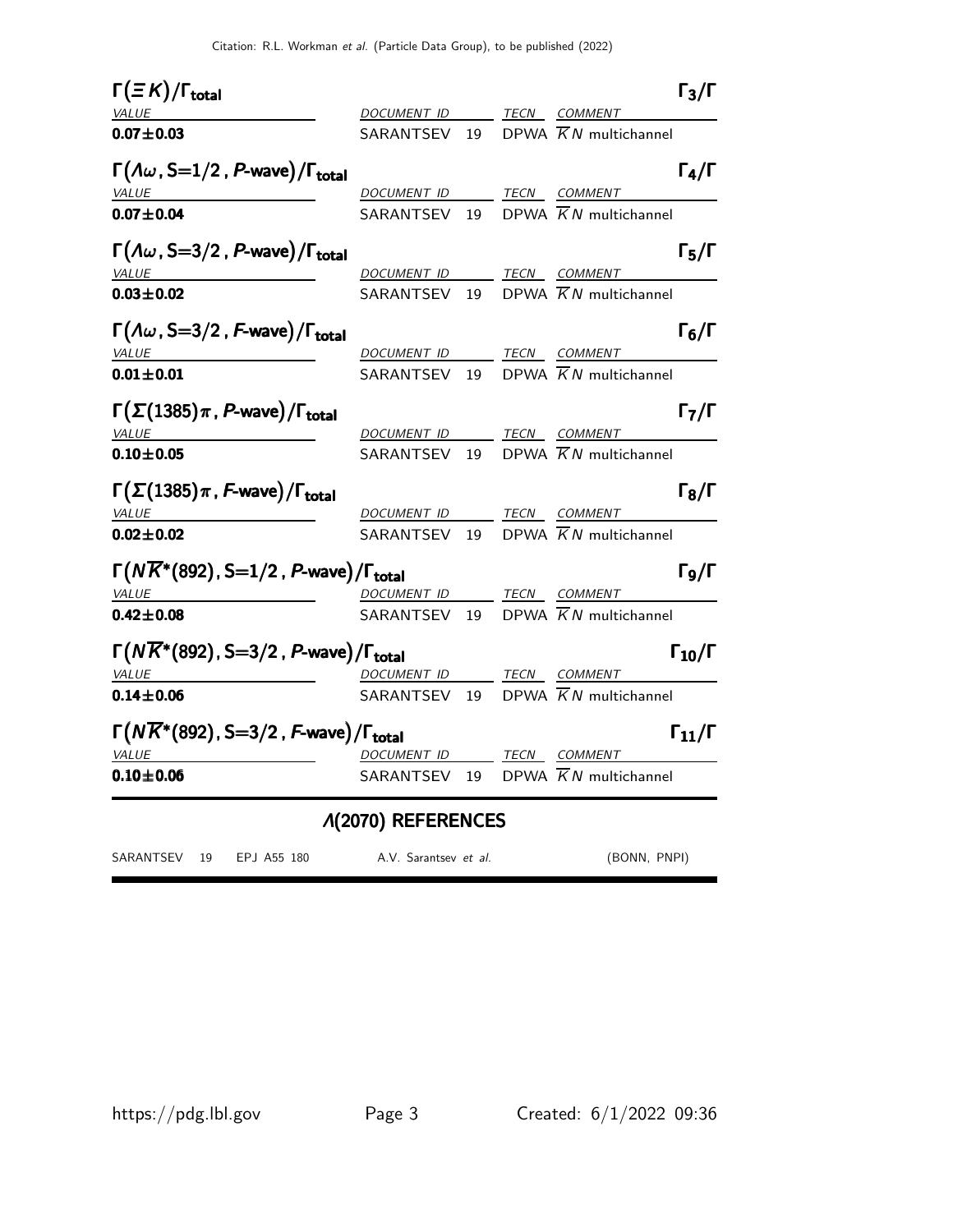**$\Gamma(\Xi K)/\Gamma_{total}$** $\Gamma_3/\Gamma$

| VALUE | DOCUMENT ID | | TECN | COMMENT |
|---|---|---|---|---|
| **0.07±0.03** | SARANTSEV | 19 | DPWA | $\overline{K}N$ multichannel |

**$\Gamma(\Lambda\omega$, S=1/2 , P-wave$)/\Gamma_{total}$** $\Gamma_4/\Gamma$

| VALUE | DOCUMENT ID | | TECN | COMMENT |
|---|---|---|---|---|
| **0.07±0.04** | SARANTSEV | 19 | DPWA | $\overline{K}N$ multichannel |

**$\Gamma(\Lambda\omega$, S=3/2 , P-wave$)/\Gamma_{total}$** $\Gamma_5/\Gamma$

| VALUE | DOCUMENT ID | | TECN | COMMENT |
|---|---|---|---|---|
| **0.03±0.02** | SARANTSEV | 19 | DPWA | $\overline{K}N$ multichannel |

**$\Gamma(\Lambda\omega$, S=3/2 , F-wave$)/\Gamma_{total}$** $\Gamma_6/\Gamma$

| VALUE | DOCUMENT ID | | TECN | COMMENT |
|---|---|---|---|---|
| **0.01±0.01** | SARANTSEV | 19 | DPWA | $\overline{K}N$ multichannel |

**$\Gamma(\Sigma(1385)\pi$, P-wave$)/\Gamma_{total}$** $\Gamma_7/\Gamma$

| VALUE | DOCUMENT ID | | TECN | COMMENT |
|---|---|---|---|---|
| **0.10±0.05** | SARANTSEV | 19 | DPWA | $\overline{K}N$ multichannel |

**$\Gamma(\Sigma(1385)\pi$, F-wave$)/\Gamma_{total}$** $\Gamma_8/\Gamma$

| VALUE | DOCUMENT ID | | TECN | COMMENT |
|---|---|---|---|---|
| **0.02±0.02** | SARANTSEV | 19 | DPWA | $\overline{K}N$ multichannel |

**$\Gamma(N\overline{K}^*(892)$, S=1/2 , P-wave$)/\Gamma_{total}$** $\Gamma_9/\Gamma$

| VALUE | DOCUMENT ID | | TECN | COMMENT |
|---|---|---|---|---|
| **0.42±0.08** | SARANTSEV | 19 | DPWA | $\overline{K}N$ multichannel |

**$\Gamma(N\overline{K}^*(892)$, S=3/2 , P-wave$)/\Gamma_{total}$** $\Gamma_{10}/\Gamma$

| VALUE | DOCUMENT ID | | TECN | COMMENT |
|---|---|---|---|---|
| **0.14±0.06** | SARANTSEV | 19 | DPWA | $\overline{K}N$ multichannel |

**$\Gamma(N\overline{K}^*(892)$, S=3/2 , F-wave$)/\Gamma_{total}$** $\Gamma_{11}/\Gamma$

| VALUE | DOCUMENT ID | | TECN | COMMENT |
|---|---|---|---|---|
| **0.10±0.06** | SARANTSEV | 19 | DPWA | $\overline{K}N$ multichannel |

## Λ(2070) REFERENCES

| | | | | |
|---|---|---|---|---|
| SARANTSEV | 19 | EPJ A55 180 | A.V. Sarantsev *et al.* | (BONN, PNPI) |